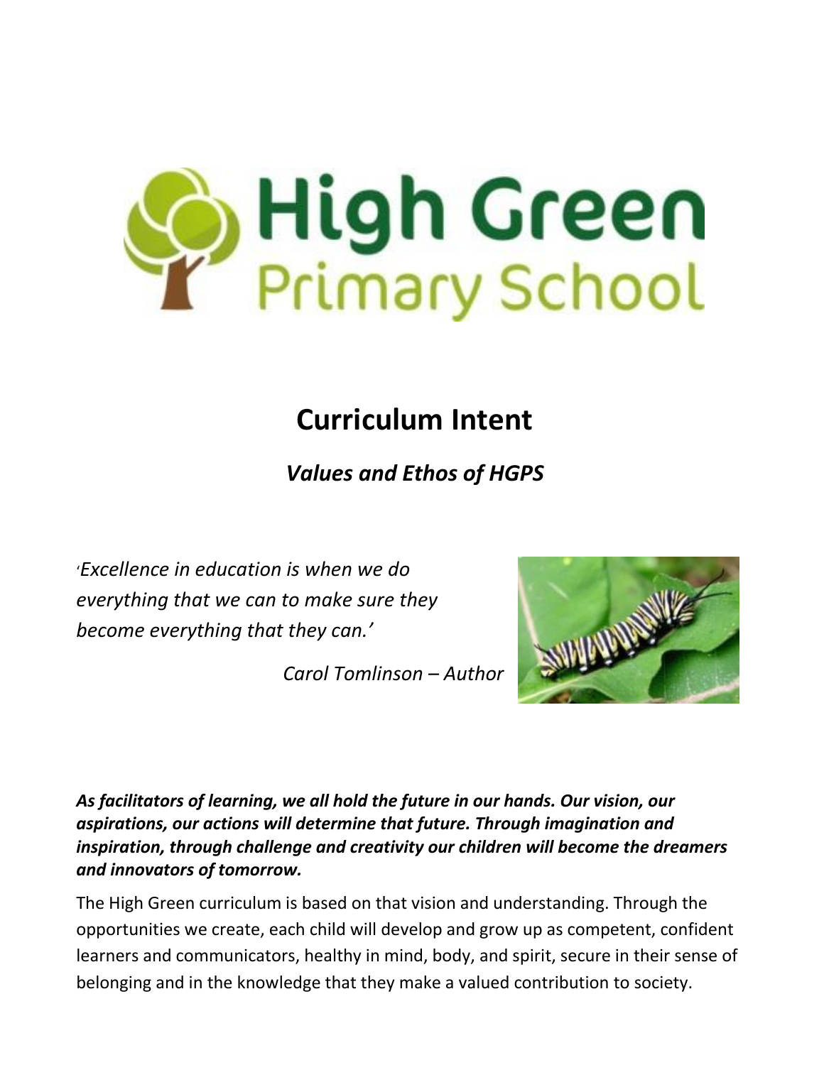# High Green Primary School

## Curriculum Intent

### *Values and Ethos of HGPS*

*'Excellence in education is when we do everything that we can to make sure they become everything that they can.'*

*Carol Tomlinson – Author*

***As facilitators of learning, we all hold the future in our hands. Our vision, our aspirations, our actions will determine that future. Through imagination and inspiration, through challenge and creativity our children will become the dreamers and innovators of tomorrow.***

The High Green curriculum is based on that vision and understanding. Through the opportunities we create, each child will develop and grow up as competent, confident learners and communicators, healthy in mind, body, and spirit, secure in their sense of belonging and in the knowledge that they make a valued contribution to society.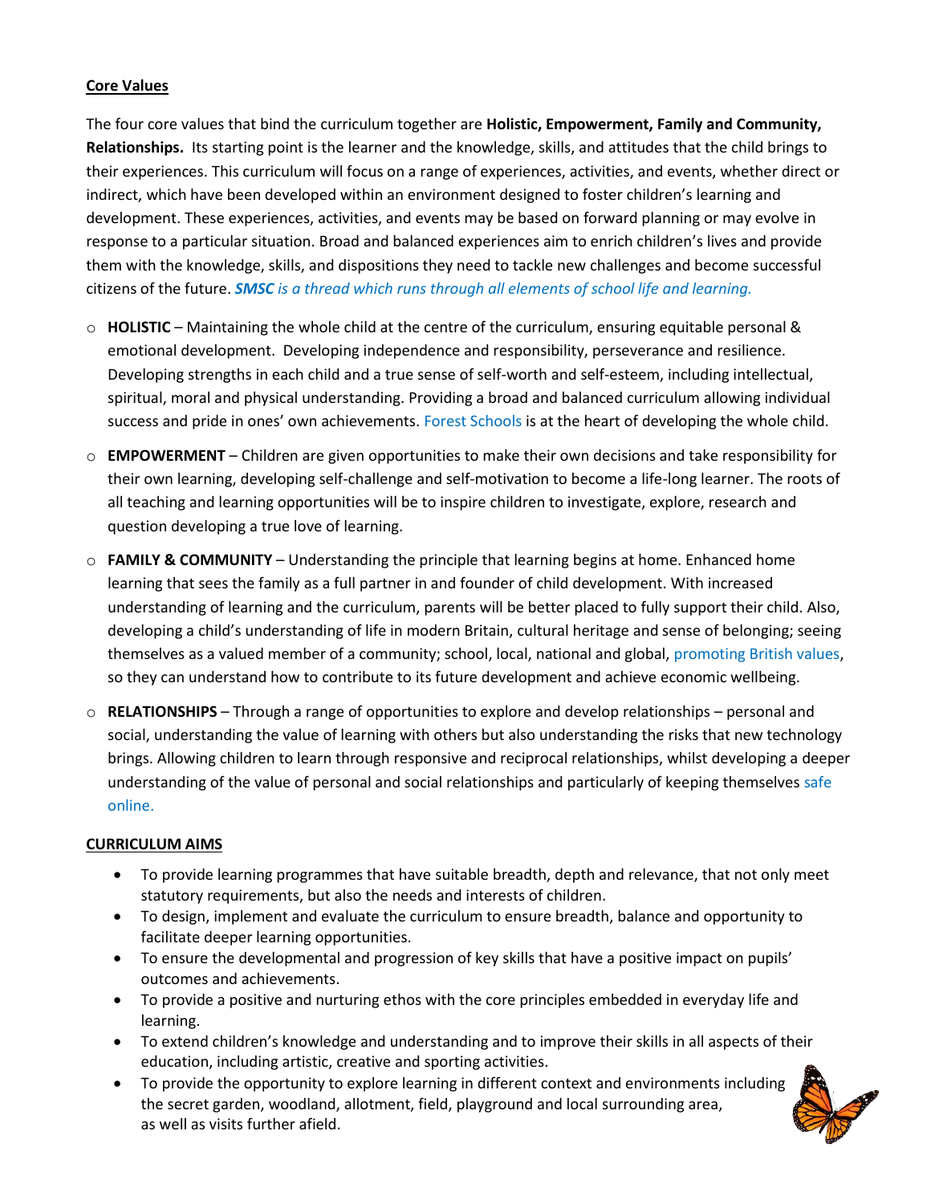## Core Values

The four core values that bind the curriculum together are **Holistic, Empowerment, Family and Community, Relationships.** Its starting point is the learner and the knowledge, skills, and attitudes that the child brings to their experiences. This curriculum will focus on a range of experiences, activities, and events, whether direct or indirect, which have been developed within an environment designed to foster children's learning and development. These experiences, activities, and events may be based on forward planning or may evolve in response to a particular situation. Broad and balanced experiences aim to enrich children's lives and provide them with the knowledge, skills, and dispositions they need to tackle new challenges and become successful citizens of the future. ***SMSC** is a thread which runs through all elements of school life and learning.*

- **HOLISTIC** – Maintaining the whole child at the centre of the curriculum, ensuring equitable personal & emotional development. Developing independence and responsibility, perseverance and resilience. Developing strengths in each child and a true sense of self-worth and self-esteem, including intellectual, spiritual, moral and physical understanding. Providing a broad and balanced curriculum allowing individual success and pride in ones' own achievements. Forest Schools is at the heart of developing the whole child.
- **EMPOWERMENT** – Children are given opportunities to make their own decisions and take responsibility for their own learning, developing self-challenge and self-motivation to become a life-long learner. The roots of all teaching and learning opportunities will be to inspire children to investigate, explore, research and question developing a true love of learning.
- **FAMILY & COMMUNITY** – Understanding the principle that learning begins at home. Enhanced home learning that sees the family as a full partner in and founder of child development. With increased understanding of learning and the curriculum, parents will be better placed to fully support their child. Also, developing a child's understanding of life in modern Britain, cultural heritage and sense of belonging; seeing themselves as a valued member of a community; school, local, national and global, promoting British values, so they can understand how to contribute to its future development and achieve economic wellbeing.
- **RELATIONSHIPS** – Through a range of opportunities to explore and develop relationships – personal and social, understanding the value of learning with others but also understanding the risks that new technology brings. Allowing children to learn through responsive and reciprocal relationships, whilst developing a deeper understanding of the value of personal and social relationships and particularly of keeping themselves safe online.

## CURRICULUM AIMS

- To provide learning programmes that have suitable breadth, depth and relevance, that not only meet statutory requirements, but also the needs and interests of children.
- To design, implement and evaluate the curriculum to ensure breadth, balance and opportunity to facilitate deeper learning opportunities.
- To ensure the developmental and progression of key skills that have a positive impact on pupils' outcomes and achievements.
- To provide a positive and nurturing ethos with the core principles embedded in everyday life and learning.
- To extend children's knowledge and understanding and to improve their skills in all aspects of their education, including artistic, creative and sporting activities.
- To provide the opportunity to explore learning in different context and environments including the secret garden, woodland, allotment, field, playground and local surrounding area, as well as visits further afield.